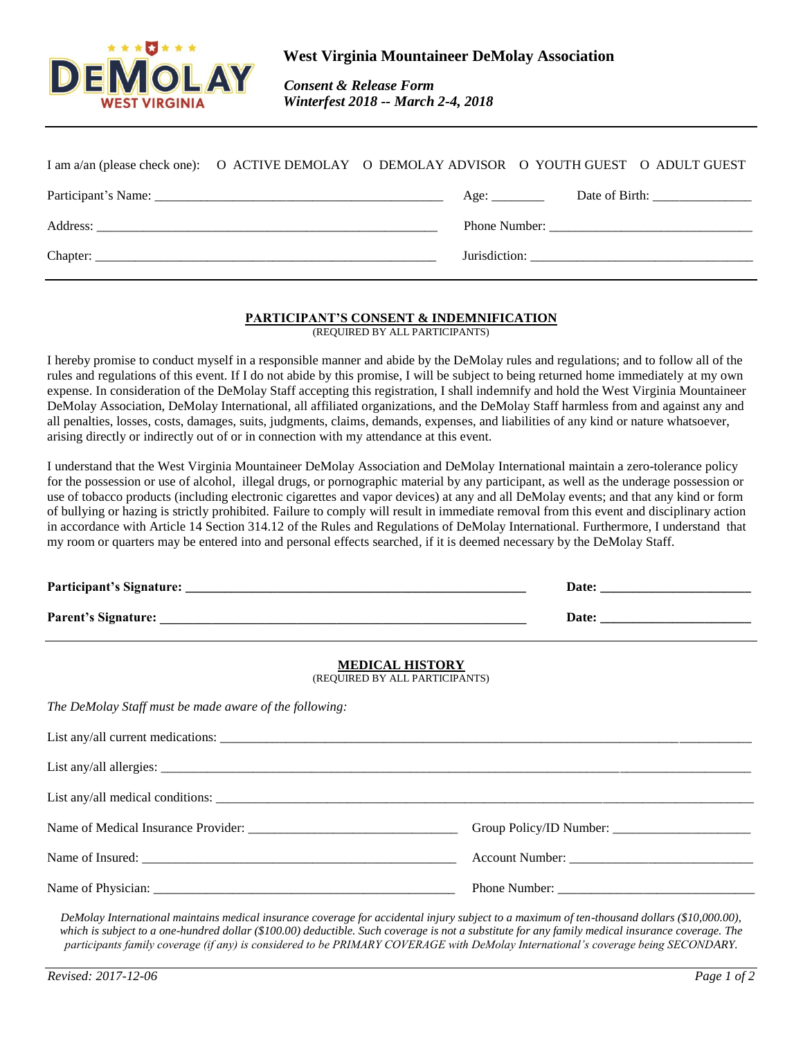# West Virginia Mountaineer DeMolay Association

*Consent & Release Form*
*Winterfest 2018 -- March 2-4, 2018*

---

I am a/an (please check one): O ACTIVE DEMOLAY O DEMOLAY ADVISOR O YOUTH GUEST O ADULT GUEST

Participant's Name: ___________________________________________ Age: ________ Date of Birth: _______________

Address: _____________________________________________________ Phone Number: _______________________________

Chapter: _____________________________________________________ Jurisdiction: _________________________________

---

## PARTICIPANT'S CONSENT & INDEMNIFICATION

(REQUIRED BY ALL PARTICIPANTS)

I hereby promise to conduct myself in a responsible manner and abide by the DeMolay rules and regulations; and to follow all of the rules and regulations of this event. If I do not abide by this promise, I will be subject to being returned home immediately at my own expense. In consideration of the DeMolay Staff accepting this registration, I shall indemnify and hold the West Virginia Mountaineer DeMolay Association, DeMolay International, all affiliated organizations, and the DeMolay Staff harmless from and against any and all penalties, losses, costs, damages, suits, judgments, claims, demands, expenses, and liabilities of any kind or nature whatsoever, arising directly or indirectly out of or in connection with my attendance at this event.

I understand that the West Virginia Mountaineer DeMolay Association and DeMolay International maintain a zero-tolerance policy for the possession or use of alcohol, illegal drugs, or pornographic material by any participant, as well as the underage possession or use of tobacco products (including electronic cigarettes and vapor devices) at any and all DeMolay events; and that any kind or form of bullying or hazing is strictly prohibited. Failure to comply will result in immediate removal from this event and disciplinary action in accordance with Article 14 Section 314.12 of the Rules and Regulations of DeMolay International. Furthermore, I understand that my room or quarters may be entered into and personal effects searched, if it is deemed necessary by the DeMolay Staff.

**Participant's Signature: _____________________________________________________ Date: _______________________**

**Parent's Signature: _________________________________________________________ Date: _______________________**

---

## MEDICAL HISTORY

(REQUIRED BY ALL PARTICIPANTS)

*The DeMolay Staff must be made aware of the following:*

List any/all current medications: ___________________________________________________________________________

List any/all allergies: _____________________________________________________________________________________

List any/all medical conditions: _____________________________________________________________________________

Name of Medical Insurance Provider: ________________________________ Group Policy/ID Number: _____________________

Name of Insured: ________________________________________________ Account Number: ___________________________

Name of Physician: _______________________________________________ Phone Number: ____________________________

*DeMolay International maintains medical insurance coverage for accidental injury subject to a maximum of ten-thousand dollars ($10,000.00), which is subject to a one-hundred dollar ($100.00) deductible. Such coverage is not a substitute for any family medical insurance coverage. The participants family coverage (if any) is considered to be PRIMARY COVERAGE with DeMolay International's coverage being SECONDARY.*

*Revised: 2017-12-06*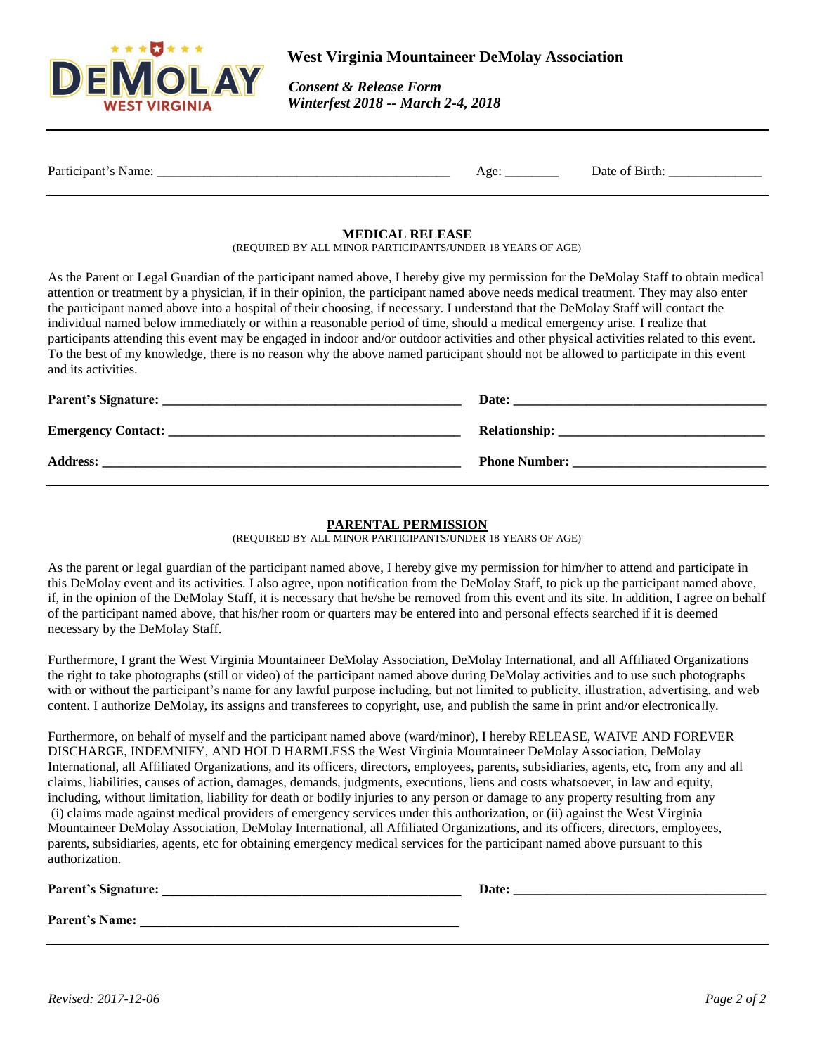# West Virginia Mountaineer DeMolay Association

***Consent & Release Form***
***Winterfest 2018 -- March 2-4, 2018***

Participant's Name: ____________________________________________ Age: ________ Date of Birth: ______________

## MEDICAL RELEASE

(REQUIRED BY ALL MINOR PARTICIPANTS/UNDER 18 YEARS OF AGE)

As the Parent or Legal Guardian of the participant named above, I hereby give my permission for the DeMolay Staff to obtain medical attention or treatment by a physician, if in their opinion, the participant named above needs medical treatment. They may also enter the participant named above into a hospital of their choosing, if necessary. I understand that the DeMolay Staff will contact the individual named below immediately or within a reasonable period of time, should a medical emergency arise. I realize that participants attending this event may be engaged in indoor and/or outdoor activities and other physical activities related to this event. To the best of my knowledge, there is no reason why the above named participant should not be allowed to participate in this event and its activities.

**Parent's Signature:** ______________________________________________ **Date:** ______________________________________

**Emergency Contact:** ____________________________________________ **Relationship:** _______________________________

**Address:** ________________________________________________________ **Phone Number:** _____________________________

## PARENTAL PERMISSION

(REQUIRED BY ALL MINOR PARTICIPANTS/UNDER 18 YEARS OF AGE)

As the parent or legal guardian of the participant named above, I hereby give my permission for him/her to attend and participate in this DeMolay event and its activities. I also agree, upon notification from the DeMolay Staff, to pick up the participant named above, if, in the opinion of the DeMolay Staff, it is necessary that he/she be removed from this event and its site. In addition, I agree on behalf of the participant named above, that his/her room or quarters may be entered into and personal effects searched if it is deemed necessary by the DeMolay Staff.

Furthermore, I grant the West Virginia Mountaineer DeMolay Association, DeMolay International, and all Affiliated Organizations the right to take photographs (still or video) of the participant named above during DeMolay activities and to use such photographs with or without the participant's name for any lawful purpose including, but not limited to publicity, illustration, advertising, and web content. I authorize DeMolay, its assigns and transferees to copyright, use, and publish the same in print and/or electronically.

Furthermore, on behalf of myself and the participant named above (ward/minor), I hereby RELEASE, WAIVE AND FOREVER DISCHARGE, INDEMNIFY, AND HOLD HARMLESS the West Virginia Mountaineer DeMolay Association, DeMolay International, all Affiliated Organizations, and its officers, directors, employees, parents, subsidiaries, agents, etc, from any and all claims, liabilities, causes of action, damages, demands, judgments, executions, liens and costs whatsoever, in law and equity, including, without limitation, liability for death or bodily injuries to any person or damage to any property resulting from any (i) claims made against medical providers of emergency services under this authorization, or (ii) against the West Virginia Mountaineer DeMolay Association, DeMolay International, all Affiliated Organizations, and its officers, directors, employees, parents, subsidiaries, agents, etc for obtaining emergency medical services for the participant named above pursuant to this authorization.

**Parent's Signature:** ______________________________________________ **Date:** ______________________________________

**Parent's Name:** _________________________________________________

*Revised: 2017-12-06*